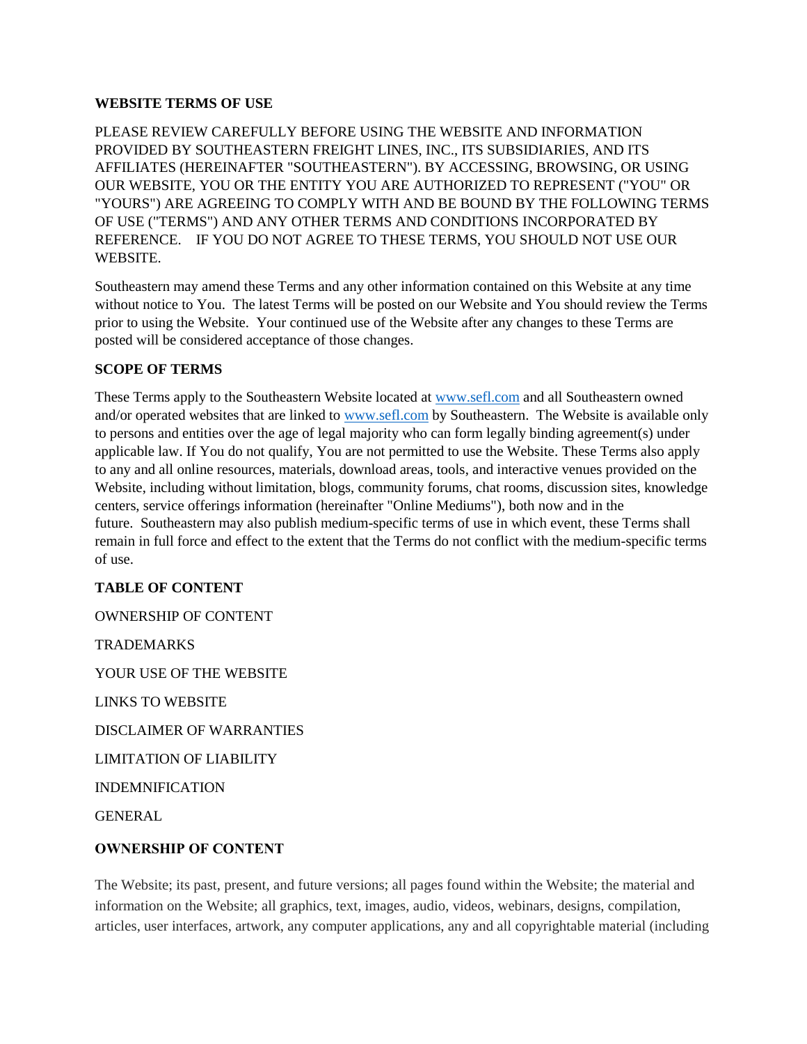**WEBSITE TERMS OF USE**

PLEASE REVIEW CAREFULLY BEFORE USING THE WEBSITE AND INFORMATION PROVIDED BY SOUTHEASTERN FREIGHT LINES, INC., ITS SUBSIDIARIES, AND ITS AFFILIATES (HEREINAFTER "SOUTHEASTERN"). BY ACCESSING, BROWSING, OR USING OUR WEBSITE, YOU OR THE ENTITY YOU ARE AUTHORIZED TO REPRESENT ("YOU" OR "YOURS") ARE AGREEING TO COMPLY WITH AND BE BOUND BY THE FOLLOWING TERMS OF USE ("TERMS") AND ANY OTHER TERMS AND CONDITIONS INCORPORATED BY REFERENCE. IF YOU DO NOT AGREE TO THESE TERMS, YOU SHOULD NOT USE OUR WEBSITE.

Southeastern may amend these Terms and any other information contained on this Website at any time without notice to You. The latest Terms will be posted on our Website and You should review the Terms prior to using the Website. Your continued use of the Website after any changes to these Terms are posted will be considered acceptance of those changes.

**SCOPE OF TERMS**

These Terms apply to the Southeastern Website located at www.sefl.com and all Southeastern owned and/or operated websites that are linked to www.sefl.com by Southeastern. The Website is available only to persons and entities over the age of legal majority who can form legally binding agreement(s) under applicable law. If You do not qualify, You are not permitted to use the Website. These Terms also apply to any and all online resources, materials, download areas, tools, and interactive venues provided on the Website, including without limitation, blogs, community forums, chat rooms, discussion sites, knowledge centers, service offerings information (hereinafter "Online Mediums"), both now and in the future. Southeastern may also publish medium-specific terms of use in which event, these Terms shall remain in full force and effect to the extent that the Terms do not conflict with the medium-specific terms of use.

**TABLE OF CONTENT**

OWNERSHIP OF CONTENT

TRADEMARKS

YOUR USE OF THE WEBSITE

LINKS TO WEBSITE

DISCLAIMER OF WARRANTIES

LIMITATION OF LIABILITY

INDEMNIFICATION

GENERAL

**OWNERSHIP OF CONTENT**

The Website; its past, present, and future versions; all pages found within the Website; the material and information on the Website; all graphics, text, images, audio, videos, webinars, designs, compilation, articles, user interfaces, artwork, any computer applications, any and all copyrightable material (including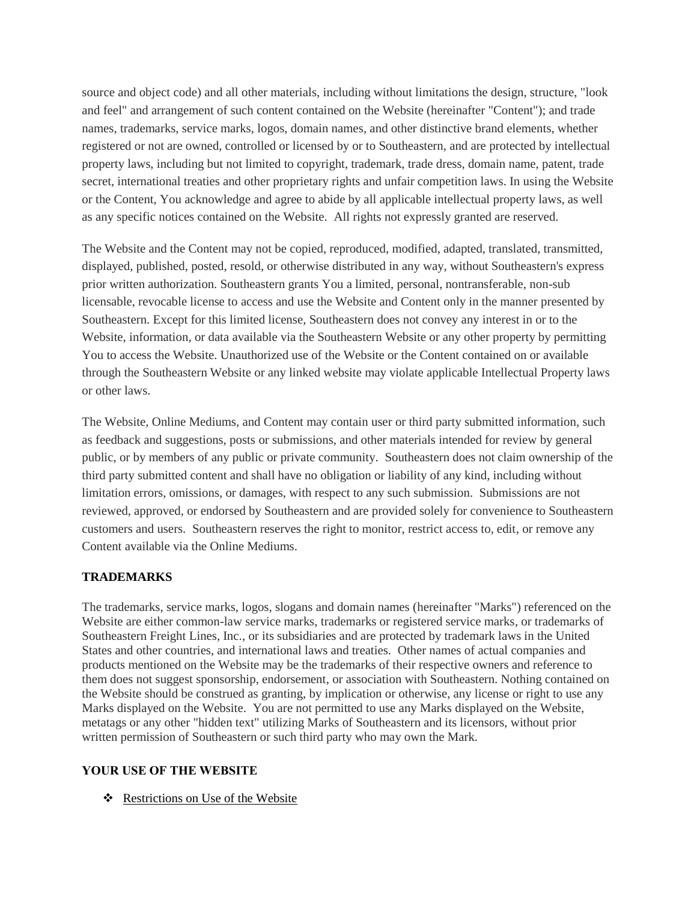source and object code) and all other materials, including without limitations the design, structure, "look and feel" and arrangement of such content contained on the Website (hereinafter "Content"); and trade names, trademarks, service marks, logos, domain names, and other distinctive brand elements, whether registered or not are owned, controlled or licensed by or to Southeastern, and are protected by intellectual property laws, including but not limited to copyright, trademark, trade dress, domain name, patent, trade secret, international treaties and other proprietary rights and unfair competition laws. In using the Website or the Content, You acknowledge and agree to abide by all applicable intellectual property laws, as well as any specific notices contained on the Website. All rights not expressly granted are reserved.

The Website and the Content may not be copied, reproduced, modified, adapted, translated, transmitted, displayed, published, posted, resold, or otherwise distributed in any way, without Southeastern's express prior written authorization. Southeastern grants You a limited, personal, nontransferable, non-sub licensable, revocable license to access and use the Website and Content only in the manner presented by Southeastern. Except for this limited license, Southeastern does not convey any interest in or to the Website, information, or data available via the Southeastern Website or any other property by permitting You to access the Website. Unauthorized use of the Website or the Content contained on or available through the Southeastern Website or any linked website may violate applicable Intellectual Property laws or other laws.

The Website, Online Mediums, and Content may contain user or third party submitted information, such as feedback and suggestions, posts or submissions, and other materials intended for review by general public, or by members of any public or private community. Southeastern does not claim ownership of the third party submitted content and shall have no obligation or liability of any kind, including without limitation errors, omissions, or damages, with respect to any such submission. Submissions are not reviewed, approved, or endorsed by Southeastern and are provided solely for convenience to Southeastern customers and users. Southeastern reserves the right to monitor, restrict access to, edit, or remove any Content available via the Online Mediums.

## TRADEMARKS

The trademarks, service marks, logos, slogans and domain names (hereinafter "Marks") referenced on the Website are either common-law service marks, trademarks or registered service marks, or trademarks of Southeastern Freight Lines, Inc., or its subsidiaries and are protected by trademark laws in the United States and other countries, and international laws and treaties. Other names of actual companies and products mentioned on the Website may be the trademarks of their respective owners and reference to them does not suggest sponsorship, endorsement, or association with Southeastern. Nothing contained on the Website should be construed as granting, by implication or otherwise, any license or right to use any Marks displayed on the Website. You are not permitted to use any Marks displayed on the Website, metatags or any other "hidden text" utilizing Marks of Southeastern and its licensors, without prior written permission of Southeastern or such third party who may own the Mark.

## YOUR USE OF THE WEBSITE

- Restrictions on Use of the Website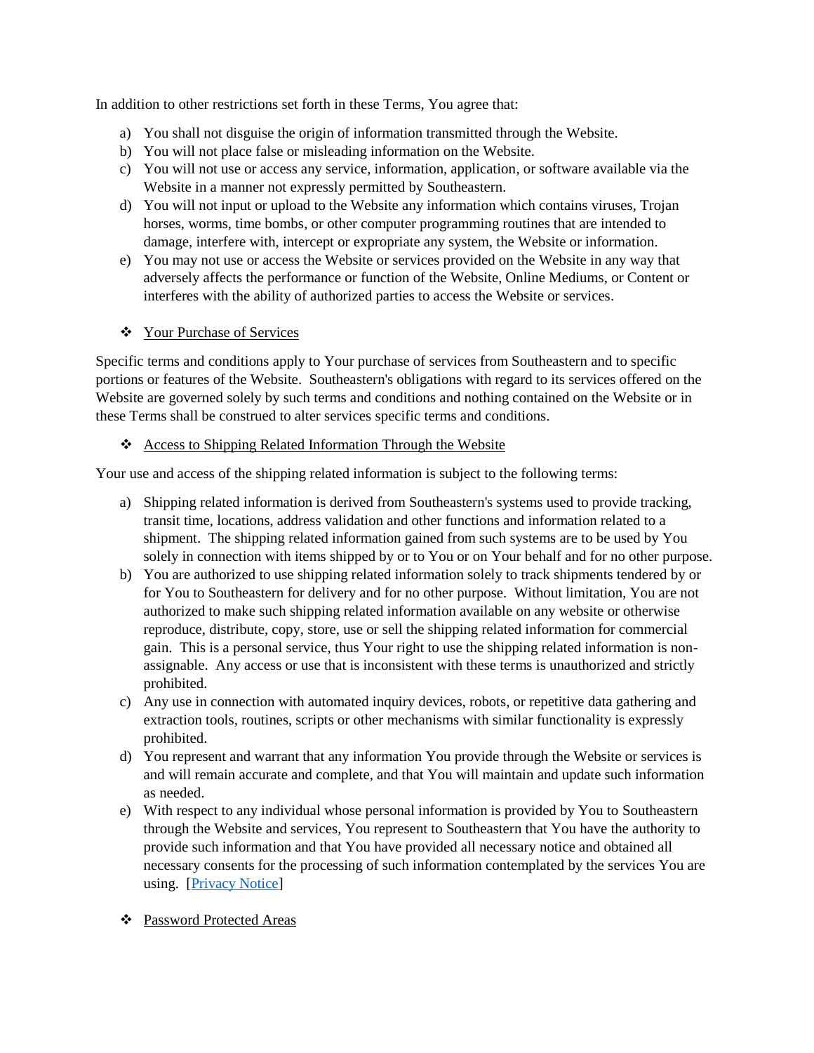In addition to other restrictions set forth in these Terms, You agree that:

a) You shall not disguise the origin of information transmitted through the Website.
b) You will not place false or misleading information on the Website.
c) You will not use or access any service, information, application, or software available via the Website in a manner not expressly permitted by Southeastern.
d) You will not input or upload to the Website any information which contains viruses, Trojan horses, worms, time bombs, or other computer programming routines that are intended to damage, interfere with, intercept or expropriate any system, the Website or information.
e) You may not use or access the Website or services provided on the Website in any way that adversely affects the performance or function of the Website, Online Mediums, or Content or interferes with the ability of authorized parties to access the Website or services.

- Your Purchase of Services

Specific terms and conditions apply to Your purchase of services from Southeastern and to specific portions or features of the Website. Southeastern's obligations with regard to its services offered on the Website are governed solely by such terms and conditions and nothing contained on the Website or in these Terms shall be construed to alter services specific terms and conditions.

- Access to Shipping Related Information Through the Website

Your use and access of the shipping related information is subject to the following terms:

a) Shipping related information is derived from Southeastern's systems used to provide tracking, transit time, locations, address validation and other functions and information related to a shipment. The shipping related information gained from such systems are to be used by You solely in connection with items shipped by or to You or on Your behalf and for no other purpose.
b) You are authorized to use shipping related information solely to track shipments tendered by or for You to Southeastern for delivery and for no other purpose. Without limitation, You are not authorized to make such shipping related information available on any website or otherwise reproduce, distribute, copy, store, use or sell the shipping related information for commercial gain. This is a personal service, thus Your right to use the shipping related information is non-assignable. Any access or use that is inconsistent with these terms is unauthorized and strictly prohibited.
c) Any use in connection with automated inquiry devices, robots, or repetitive data gathering and extraction tools, routines, scripts or other mechanisms with similar functionality is expressly prohibited.
d) You represent and warrant that any information You provide through the Website or services is and will remain accurate and complete, and that You will maintain and update such information as needed.
e) With respect to any individual whose personal information is provided by You to Southeastern through the Website and services, You represent to Southeastern that You have the authority to provide such information and that You have provided all necessary notice and obtained all necessary consents for the processing of such information contemplated by the services You are using. [Privacy Notice]

- Password Protected Areas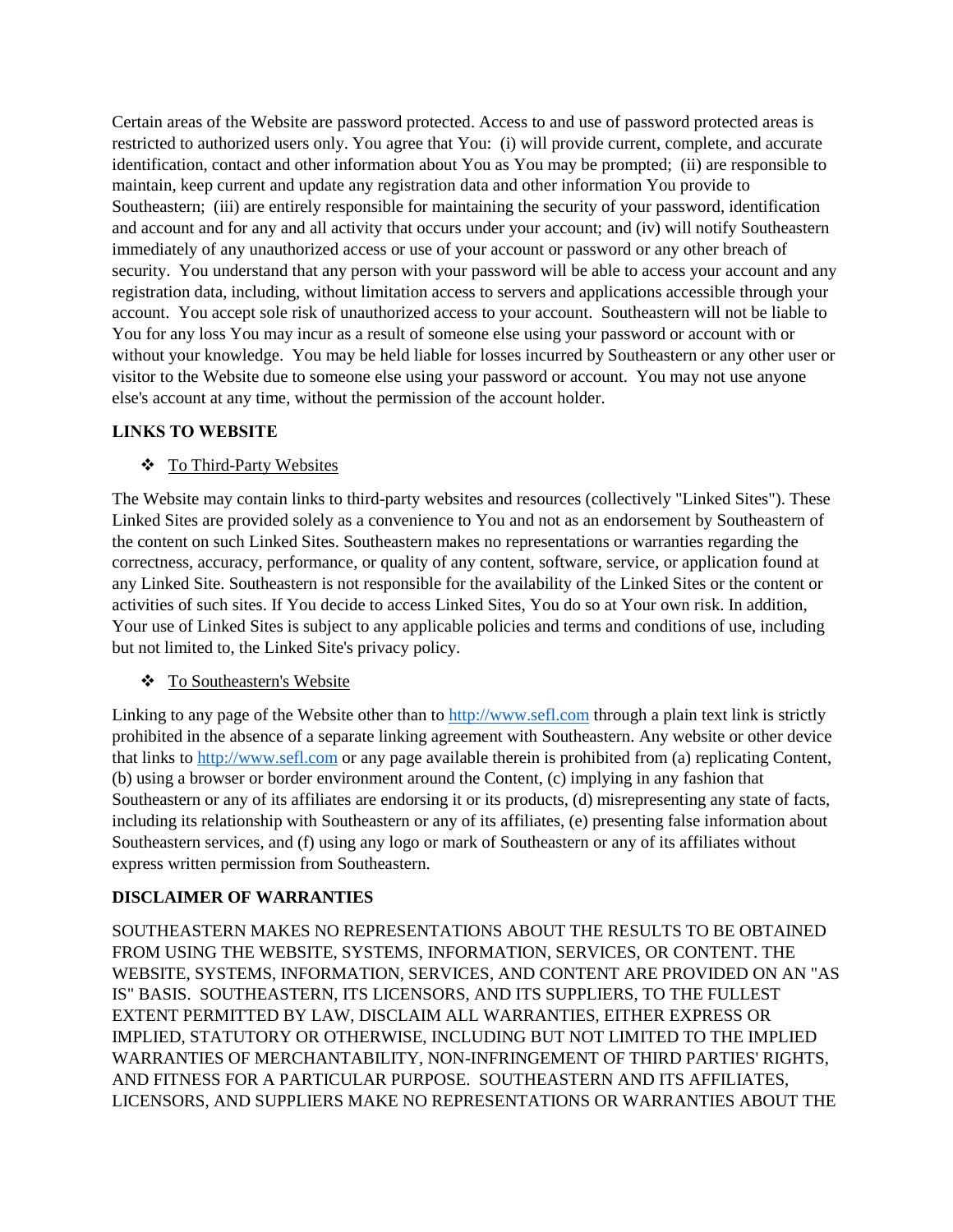Certain areas of the Website are password protected. Access to and use of password protected areas is restricted to authorized users only. You agree that You: (i) will provide current, complete, and accurate identification, contact and other information about You as You may be prompted; (ii) are responsible to maintain, keep current and update any registration data and other information You provide to Southeastern; (iii) are entirely responsible for maintaining the security of your password, identification and account and for any and all activity that occurs under your account; and (iv) will notify Southeastern immediately of any unauthorized access or use of your account or password or any other breach of security. You understand that any person with your password will be able to access your account and any registration data, including, without limitation access to servers and applications accessible through your account. You accept sole risk of unauthorized access to your account. Southeastern will not be liable to You for any loss You may incur as a result of someone else using your password or account with or without your knowledge. You may be held liable for losses incurred by Southeastern or any other user or visitor to the Website due to someone else using your password or account. You may not use anyone else's account at any time, without the permission of the account holder.

**LINKS TO WEBSITE**

- To Third-Party Websites

The Website may contain links to third-party websites and resources (collectively "Linked Sites"). These Linked Sites are provided solely as a convenience to You and not as an endorsement by Southeastern of the content on such Linked Sites. Southeastern makes no representations or warranties regarding the correctness, accuracy, performance, or quality of any content, software, service, or application found at any Linked Site. Southeastern is not responsible for the availability of the Linked Sites or the content or activities of such sites. If You decide to access Linked Sites, You do so at Your own risk. In addition, Your use of Linked Sites is subject to any applicable policies and terms and conditions of use, including but not limited to, the Linked Site's privacy policy.

- To Southeastern's Website

Linking to any page of the Website other than to http://www.sefl.com through a plain text link is strictly prohibited in the absence of a separate linking agreement with Southeastern. Any website or other device that links to http://www.sefl.com or any page available therein is prohibited from (a) replicating Content, (b) using a browser or border environment around the Content, (c) implying in any fashion that Southeastern or any of its affiliates are endorsing it or its products, (d) misrepresenting any state of facts, including its relationship with Southeastern or any of its affiliates, (e) presenting false information about Southeastern services, and (f) using any logo or mark of Southeastern or any of its affiliates without express written permission from Southeastern.

**DISCLAIMER OF WARRANTIES**

SOUTHEASTERN MAKES NO REPRESENTATIONS ABOUT THE RESULTS TO BE OBTAINED FROM USING THE WEBSITE, SYSTEMS, INFORMATION, SERVICES, OR CONTENT. THE WEBSITE, SYSTEMS, INFORMATION, SERVICES, AND CONTENT ARE PROVIDED ON AN "AS IS" BASIS. SOUTHEASTERN, ITS LICENSORS, AND ITS SUPPLIERS, TO THE FULLEST EXTENT PERMITTED BY LAW, DISCLAIM ALL WARRANTIES, EITHER EXPRESS OR IMPLIED, STATUTORY OR OTHERWISE, INCLUDING BUT NOT LIMITED TO THE IMPLIED WARRANTIES OF MERCHANTABILITY, NON-INFRINGEMENT OF THIRD PARTIES' RIGHTS, AND FITNESS FOR A PARTICULAR PURPOSE. SOUTHEASTERN AND ITS AFFILIATES, LICENSORS, AND SUPPLIERS MAKE NO REPRESENTATIONS OR WARRANTIES ABOUT THE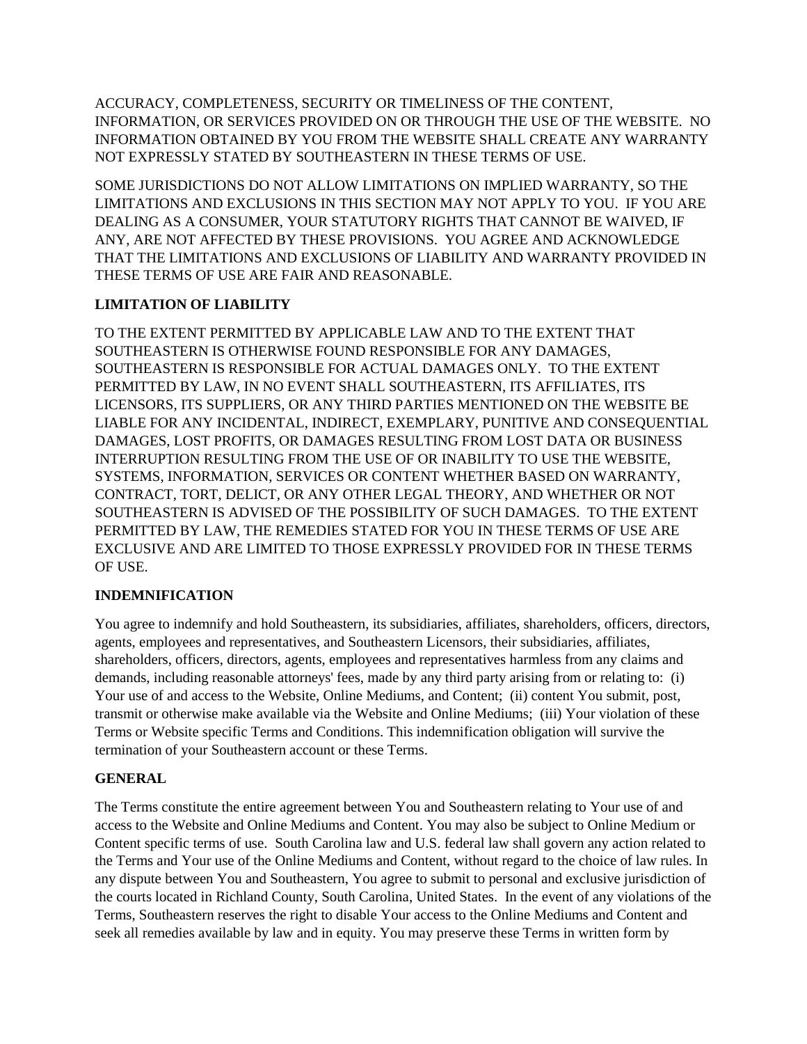ACCURACY, COMPLETENESS, SECURITY OR TIMELINESS OF THE CONTENT, INFORMATION, OR SERVICES PROVIDED ON OR THROUGH THE USE OF THE WEBSITE. NO INFORMATION OBTAINED BY YOU FROM THE WEBSITE SHALL CREATE ANY WARRANTY NOT EXPRESSLY STATED BY SOUTHEASTERN IN THESE TERMS OF USE.

SOME JURISDICTIONS DO NOT ALLOW LIMITATIONS ON IMPLIED WARRANTY, SO THE LIMITATIONS AND EXCLUSIONS IN THIS SECTION MAY NOT APPLY TO YOU. IF YOU ARE DEALING AS A CONSUMER, YOUR STATUTORY RIGHTS THAT CANNOT BE WAIVED, IF ANY, ARE NOT AFFECTED BY THESE PROVISIONS. YOU AGREE AND ACKNOWLEDGE THAT THE LIMITATIONS AND EXCLUSIONS OF LIABILITY AND WARRANTY PROVIDED IN THESE TERMS OF USE ARE FAIR AND REASONABLE.

**LIMITATION OF LIABILITY**

TO THE EXTENT PERMITTED BY APPLICABLE LAW AND TO THE EXTENT THAT SOUTHEASTERN IS OTHERWISE FOUND RESPONSIBLE FOR ANY DAMAGES, SOUTHEASTERN IS RESPONSIBLE FOR ACTUAL DAMAGES ONLY. TO THE EXTENT PERMITTED BY LAW, IN NO EVENT SHALL SOUTHEASTERN, ITS AFFILIATES, ITS LICENSORS, ITS SUPPLIERS, OR ANY THIRD PARTIES MENTIONED ON THE WEBSITE BE LIABLE FOR ANY INCIDENTAL, INDIRECT, EXEMPLARY, PUNITIVE AND CONSEQUENTIAL DAMAGES, LOST PROFITS, OR DAMAGES RESULTING FROM LOST DATA OR BUSINESS INTERRUPTION RESULTING FROM THE USE OF OR INABILITY TO USE THE WEBSITE, SYSTEMS, INFORMATION, SERVICES OR CONTENT WHETHER BASED ON WARRANTY, CONTRACT, TORT, DELICT, OR ANY OTHER LEGAL THEORY, AND WHETHER OR NOT SOUTHEASTERN IS ADVISED OF THE POSSIBILITY OF SUCH DAMAGES. TO THE EXTENT PERMITTED BY LAW, THE REMEDIES STATED FOR YOU IN THESE TERMS OF USE ARE EXCLUSIVE AND ARE LIMITED TO THOSE EXPRESSLY PROVIDED FOR IN THESE TERMS OF USE.

**INDEMNIFICATION**

You agree to indemnify and hold Southeastern, its subsidiaries, affiliates, shareholders, officers, directors, agents, employees and representatives, and Southeastern Licensors, their subsidiaries, affiliates, shareholders, officers, directors, agents, employees and representatives harmless from any claims and demands, including reasonable attorneys' fees, made by any third party arising from or relating to: (i) Your use of and access to the Website, Online Mediums, and Content; (ii) content You submit, post, transmit or otherwise make available via the Website and Online Mediums; (iii) Your violation of these Terms or Website specific Terms and Conditions. This indemnification obligation will survive the termination of your Southeastern account or these Terms.

**GENERAL**

The Terms constitute the entire agreement between You and Southeastern relating to Your use of and access to the Website and Online Mediums and Content. You may also be subject to Online Medium or Content specific terms of use. South Carolina law and U.S. federal law shall govern any action related to the Terms and Your use of the Online Mediums and Content, without regard to the choice of law rules. In any dispute between You and Southeastern, You agree to submit to personal and exclusive jurisdiction of the courts located in Richland County, South Carolina, United States. In the event of any violations of the Terms, Southeastern reserves the right to disable Your access to the Online Mediums and Content and seek all remedies available by law and in equity. You may preserve these Terms in written form by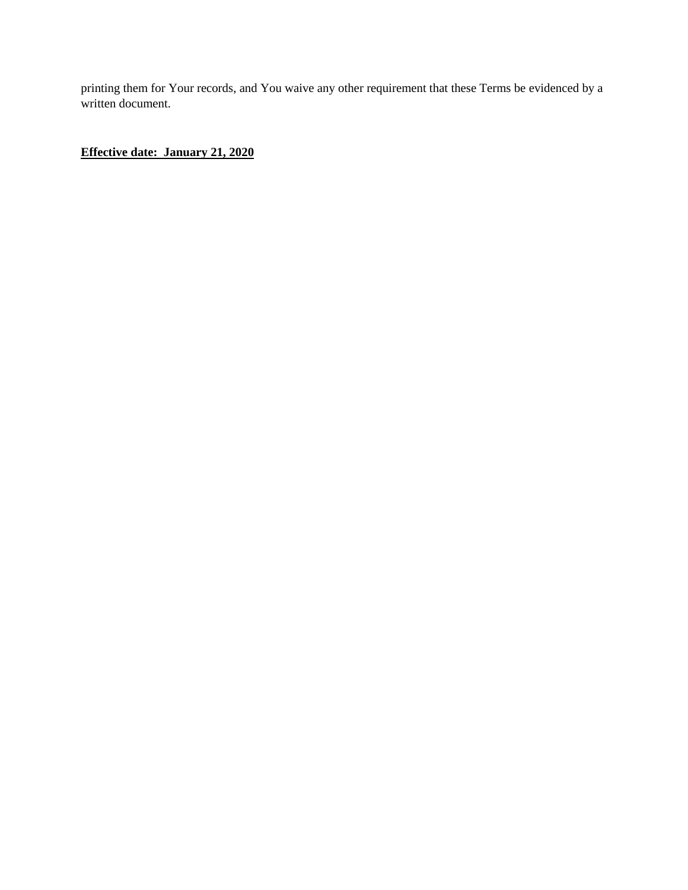printing them for Your records, and You waive any other requirement that these Terms be evidenced by a written document.

**Effective date: January 21, 2020**